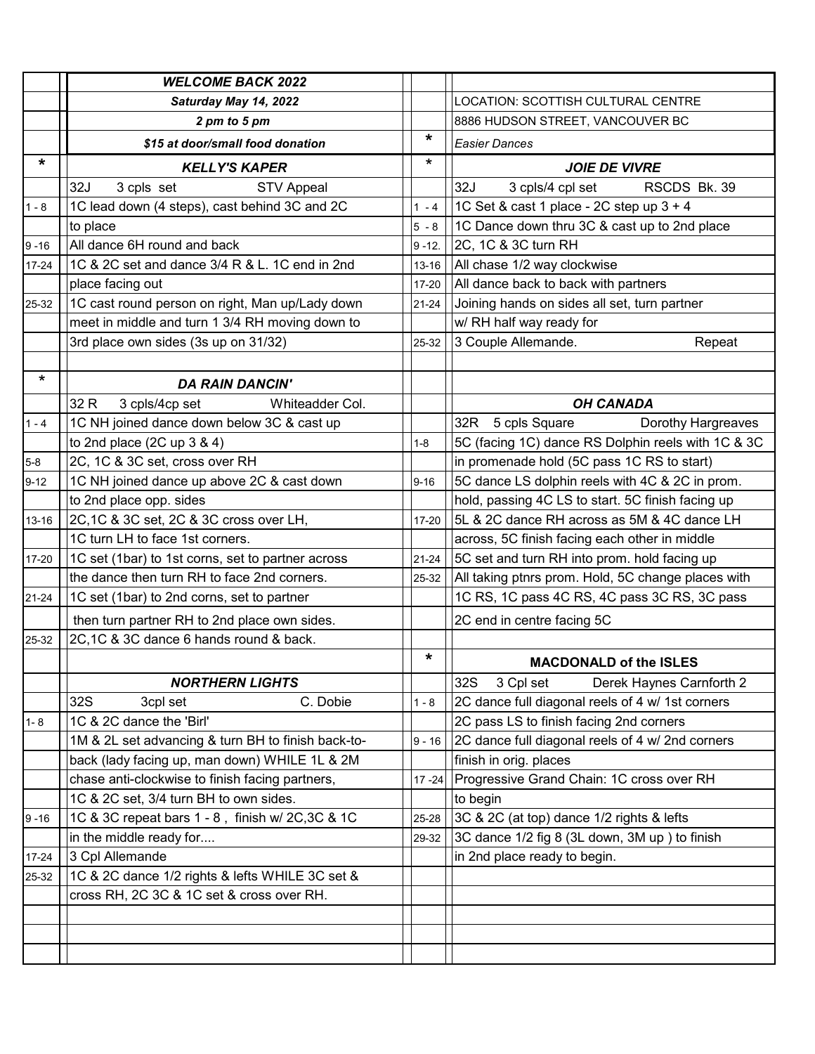| | WELCOME BACK 2022 | | |
|---|---|---|---|
| | ***Saturday May 14, 2022*** | | LOCATION: SCOTTISH CULTURAL CENTRE |
| | ***2 pm to 5 pm*** | | 8886 HUDSON STREET, VANCOUVER BC |
| | ***$15 at door/small food donation*** | * | *Easier Dances* |
| * | ***KELLY'S KAPER*** | * | ***JOIE DE VIVRE*** |
| | 32J 3 cpls set STV Appeal | | 32J 3 cpls/4 cpl set RSCDS Bk. 39 |
| 1 - 8 | 1C lead down (4 steps), cast behind 3C and 2C | 1 - 4 | 1C Set & cast 1 place - 2C step up 3 + 4 |
| | to place | 5 - 8 | 1C Dance down thru 3C & cast up to 2nd place |
| 9 -16 | All dance 6H round and back | 9 -12. | 2C, 1C & 3C turn RH |
| 17-24 | 1C & 2C set and dance 3/4 R & L. 1C end in 2nd | 13-16 | All chase 1/2 way clockwise |
| | place facing out | 17-20 | All dance back to back with partners |
| 25-32 | 1C cast round person on right, Man up/Lady down | 21-24 | Joining hands on sides all set, turn partner |
| | meet in middle and turn 1 3/4 RH moving down to | | w/ RH half way ready for |
| | 3rd place own sides (3s up on 31/32) | 25-32 | 3 Couple Allemande. Repeat |
| | | | |
| * | ***DA RAIN DANCIN'*** | | |
| | 32 R 3 cpls/4cp set Whiteadder Col. | | ***OH CANADA*** |
| 1 - 4 | 1C NH joined dance down below 3C & cast up | | 32R 5 cpls Square Dorothy Hargreaves |
| | to 2nd place (2C up 3 & 4) | 1-8 | 5C (facing 1C) dance RS Dolphin reels with 1C & 3C |
| 5-8 | 2C, 1C & 3C set, cross over RH | | in promenade hold (5C pass 1C RS to start) |
| 9-12 | 1C NH joined dance up above 2C & cast down | 9-16 | 5C dance LS dolphin reels with 4C & 2C in prom. |
| | to 2nd place opp. sides | | hold, passing 4C LS to start. 5C finish facing up |
| 13-16 | 2C,1C & 3C set, 2C & 3C cross over LH, | 17-20 | 5L & 2C dance RH across as 5M & 4C dance LH |
| | 1C turn LH to face 1st corners. | | across, 5C finish facing each other in middle |
| 17-20 | 1C set (1bar) to 1st corns, set to partner across | 21-24 | 5C set and turn RH into prom. hold facing up |
| | the dance then turn RH to face 2nd corners. | 25-32 | All taking ptnrs prom. Hold, 5C change places with |
| 21-24 | 1C set (1bar) to 2nd corns, set to partner | | 1C RS, 1C pass 4C RS, 4C pass 3C RS, 3C pass |
| | then turn partner RH to 2nd place own sides. | | 2C end in centre facing 5C |
| 25-32 | 2C,1C & 3C dance 6 hands round & back. | | |
| | | * | **MACDONALD of the ISLES** |
| | ***NORTHERN LIGHTS*** | | 32S 3 Cpl set Derek Haynes Carnforth 2 |
| | 32S 3cpl set C. Dobie | 1 - 8 | 2C dance full diagonal reels of 4 w/ 1st corners |
| 1- 8 | 1C & 2C dance the 'Birl' | | 2C pass LS to finish facing 2nd corners |
| | 1M & 2L set advancing & turn BH to finish back-to- | 9 - 16 | 2C dance full diagonal reels of 4 w/ 2nd corners |
| | back (lady facing up, man down) WHILE 1L & 2M | | finish in orig. places |
| | chase anti-clockwise to finish facing partners, | 17 -24 | Progressive Grand Chain: 1C cross over RH |
| | 1C & 2C set, 3/4 turn BH to own sides. | | to begin |
| 9 -16 | 1C & 3C repeat bars 1 - 8 , finish w/ 2C,3C & 1C | 25-28 | 3C & 2C (at top) dance 1/2 rights & lefts |
| | in the middle ready for.... | 29-32 | 3C dance 1/2 fig 8 (3L down, 3M up ) to finish |
| 17-24 | 3 Cpl Allemande | | in 2nd place ready to begin. |
| 25-32 | 1C & 2C dance 1/2 rights & lefts WHILE 3C set & | | |
| | cross RH, 2C 3C & 1C set & cross over RH. | | |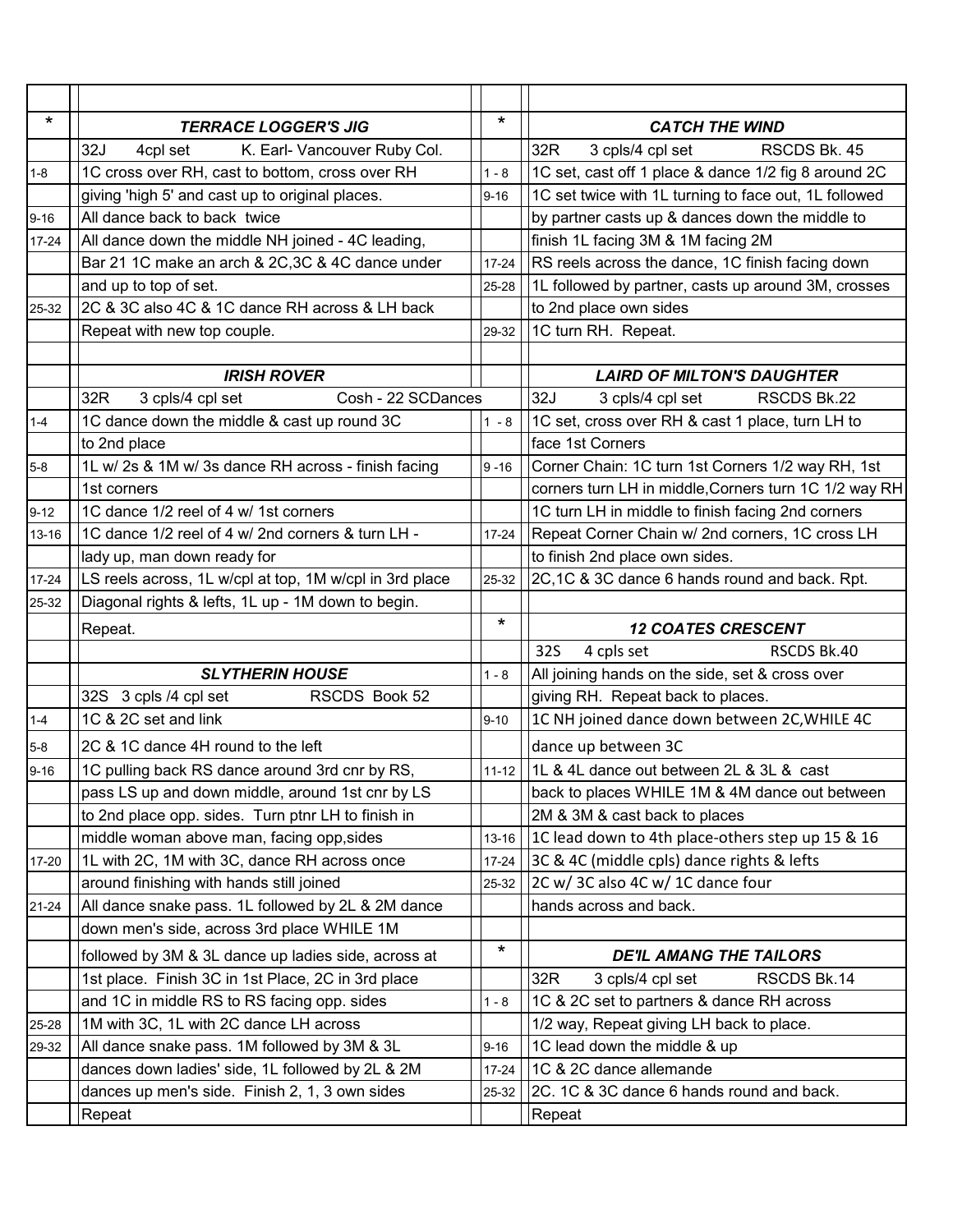| | | | |
|---|---|---|---|
| * | ***TERRACE LOGGER'S JIG*** | * | ***CATCH THE WIND*** |
| | 32J 4cpl set K. Earl- Vancouver Ruby Col. | | 32R 3 cpls/4 cpl set RSCDS Bk. 45 |
| 1-8 | 1C cross over RH, cast to bottom, cross over RH | 1 - 8 | 1C set, cast off 1 place & dance 1/2 fig 8 around 2C |
| | giving 'high 5' and cast up to original places. | 9-16 | 1C set twice with 1L turning to face out, 1L followed |
| 9-16 | All dance back to back twice | | by partner casts up & dances down the middle to |
| 17-24 | All dance down the middle NH joined - 4C leading, | | finish 1L facing 3M & 1M facing 2M |
| | Bar 21 1C make an arch & 2C,3C & 4C dance under | 17-24 | RS reels across the dance, 1C finish facing down |
| | and up to top of set. | 25-28 | 1L followed by partner, casts up around 3M, crosses |
| 25-32 | 2C & 3C also 4C & 1C dance RH across & LH back | | to 2nd place own sides |
| | Repeat with new top couple. | 29-32 | 1C turn RH. Repeat. |
| | | | |
| | ***IRISH ROVER*** | | ***LAIRD OF MILTON'S DAUGHTER*** |
| | 32R 3 cpls/4 cpl set Cosh - 22 SCDances | | 32J 3 cpls/4 cpl set RSCDS Bk.22 |
| 1-4 | 1C dance down the middle & cast up round 3C | 1 - 8 | 1C set, cross over RH & cast 1 place, turn LH to |
| | to 2nd place | | face 1st Corners |
| 5-8 | 1L w/ 2s & 1M w/ 3s dance RH across - finish facing | 9 -16 | Corner Chain: 1C turn 1st Corners 1/2 way RH, 1st |
| | 1st corners | | corners turn LH in middle,Corners turn 1C 1/2 way RH |
| 9-12 | 1C dance 1/2 reel of 4 w/ 1st corners | | 1C turn LH in middle to finish facing 2nd corners |
| 13-16 | 1C dance 1/2 reel of 4 w/ 2nd corners & turn LH - | 17-24 | Repeat Corner Chain w/ 2nd corners, 1C cross LH |
| | lady up, man down ready for | | to finish 2nd place own sides. |
| 17-24 | LS reels across, 1L w/cpl at top, 1M w/cpl in 3rd place | 25-32 | 2C,1C & 3C dance 6 hands round and back. Rpt. |
| 25-32 | Diagonal rights & lefts, 1L up - 1M down to begin. | | |
| | Repeat. | * | ***12 COATES CRESCENT*** |
| | | | 32S 4 cpls set RSCDS Bk.40 |
| | ***SLYTHERIN HOUSE*** | 1 - 8 | All joining hands on the side, set & cross over |
| | 32S 3 cpls /4 cpl set RSCDS Book 52 | | giving RH. Repeat back to places. |
| 1-4 | 1C & 2C set and link | 9-10 | 1C NH joined dance down between 2C,WHILE 4C |
| 5-8 | 2C & 1C dance 4H round to the left | | dance up between 3C |
| 9-16 | 1C pulling back RS dance around 3rd cnr by RS, | 11-12 | 1L & 4L dance out between 2L & 3L & cast |
| | pass LS up and down middle, around 1st cnr by LS | | back to places WHILE 1M & 4M dance out between |
| | to 2nd place opp. sides. Turn ptnr LH to finish in | | 2M & 3M & cast back to places |
| | middle woman above man, facing opp,sides | 13-16 | 1C lead down to 4th place-others step up 15 & 16 |
| 17-20 | 1L with 2C, 1M with 3C, dance RH across once | 17-24 | 3C & 4C (middle cpls) dance rights & lefts |
| | around finishing with hands still joined | 25-32 | 2C w/ 3C also 4C w/ 1C dance four |
| 21-24 | All dance snake pass. 1L followed by 2L & 2M dance | | hands across and back. |
| | down men's side, across 3rd place WHILE 1M | | |
| | followed by 3M & 3L dance up ladies side, across at | * | ***DE'IL AMANG THE TAILORS*** |
| | 1st place. Finish 3C in 1st Place, 2C in 3rd place | | 32R 3 cpls/4 cpl set RSCDS Bk.14 |
| | and 1C in middle RS to RS facing opp. sides | 1 - 8 | 1C & 2C set to partners & dance RH across |
| 25-28 | 1M with 3C, 1L with 2C dance LH across | | 1/2 way, Repeat giving LH back to place. |
| 29-32 | All dance snake pass. 1M followed by 3M & 3L | 9-16 | 1C lead down the middle & up |
| | dances down ladies' side, 1L followed by 2L & 2M | 17-24 | 1C & 2C dance allemande |
| | dances up men's side. Finish 2, 1, 3 own sides | 25-32 | 2C. 1C & 3C dance 6 hands round and back. |
| | Repeat | | Repeat |